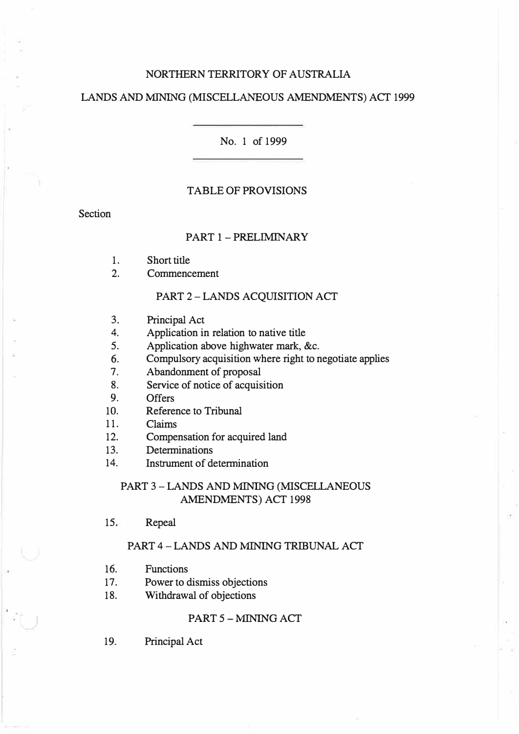# NORTHERN TERRITORY OF AUSTRALIA

## LANDS AND MINING (MISCELLANEOUS AMENDMENTS) ACT 1999

No. 1 of 1999

### TABLE OF PROVISIONS

Section

#### PART 1 – PRELIMINARY

1. Short title
2. Commencement

#### PART 2 – LANDS ACQUISITION ACT

3. Principal Act
4. Application in relation to native title
5. Application above highwater mark, &c.
6. Compulsory acquisition where right to negotiate applies
7. Abandonment of proposal
8. Service of notice of acquisition
9. Offers
10. Reference to Tribunal
11. Claims
12. Compensation for acquired land
13. Determinations
14. Instrument of determination

#### PART 3 – LANDS AND MINING (MISCELLANEOUS AMENDMENTS) ACT 1998

15. Repeal

#### PART 4 – LANDS AND MINING TRIBUNAL ACT

16. Functions
17. Power to dismiss objections
18. Withdrawal of objections

#### PART 5 – MINING ACT

19. Principal Act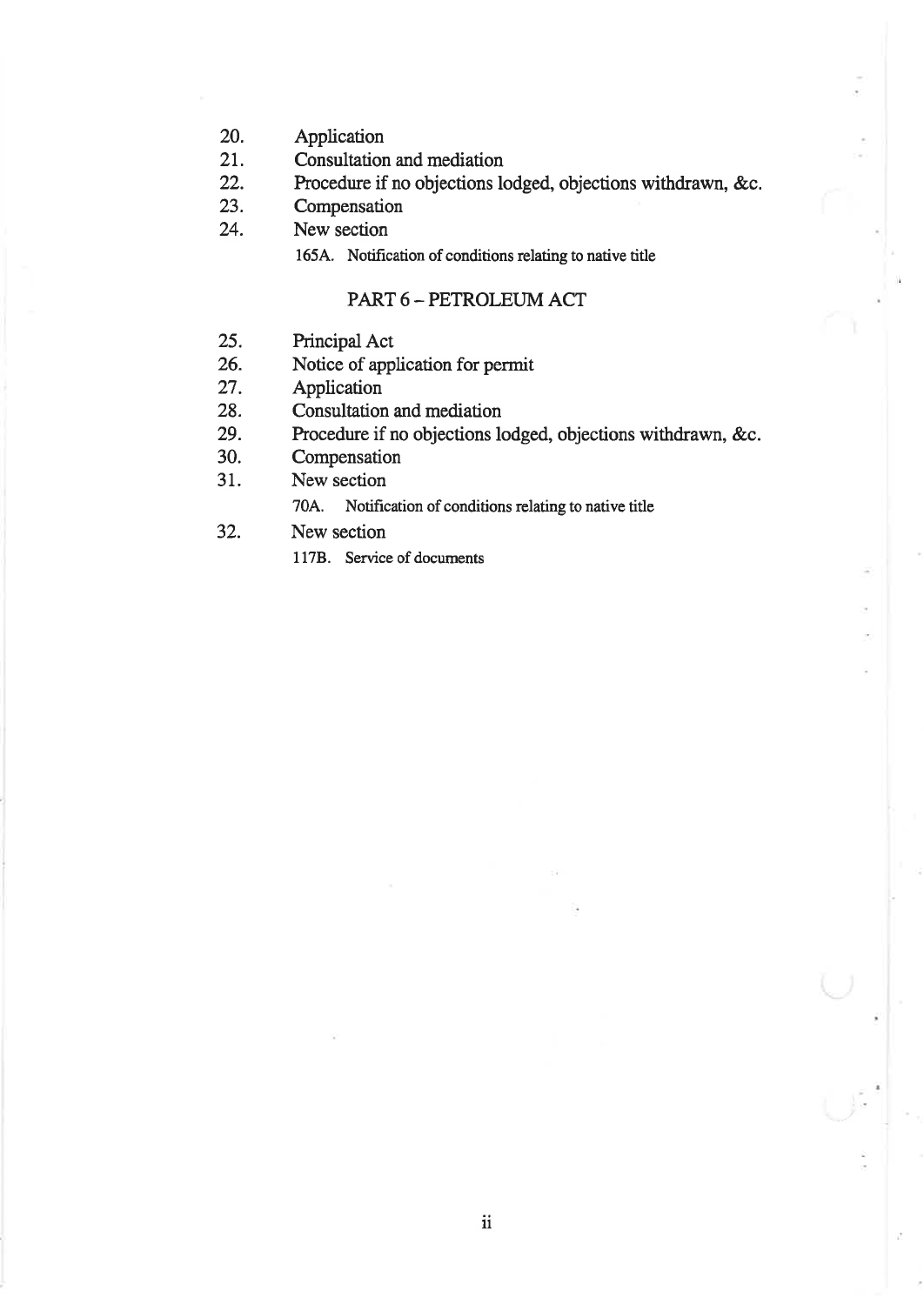20. Application
21. Consultation and mediation
22. Procedure if no objections lodged, objections withdrawn, &c.
23. Compensation
24. New section

    165A. Notification of conditions relating to native title

## PART 6 – PETROLEUM ACT

25. Principal Act
26. Notice of application for permit
27. Application
28. Consultation and mediation
29. Procedure if no objections lodged, objections withdrawn, &c.
30. Compensation
31. New section

    70A. Notification of conditions relating to native title

32. New section

    117B. Service of documents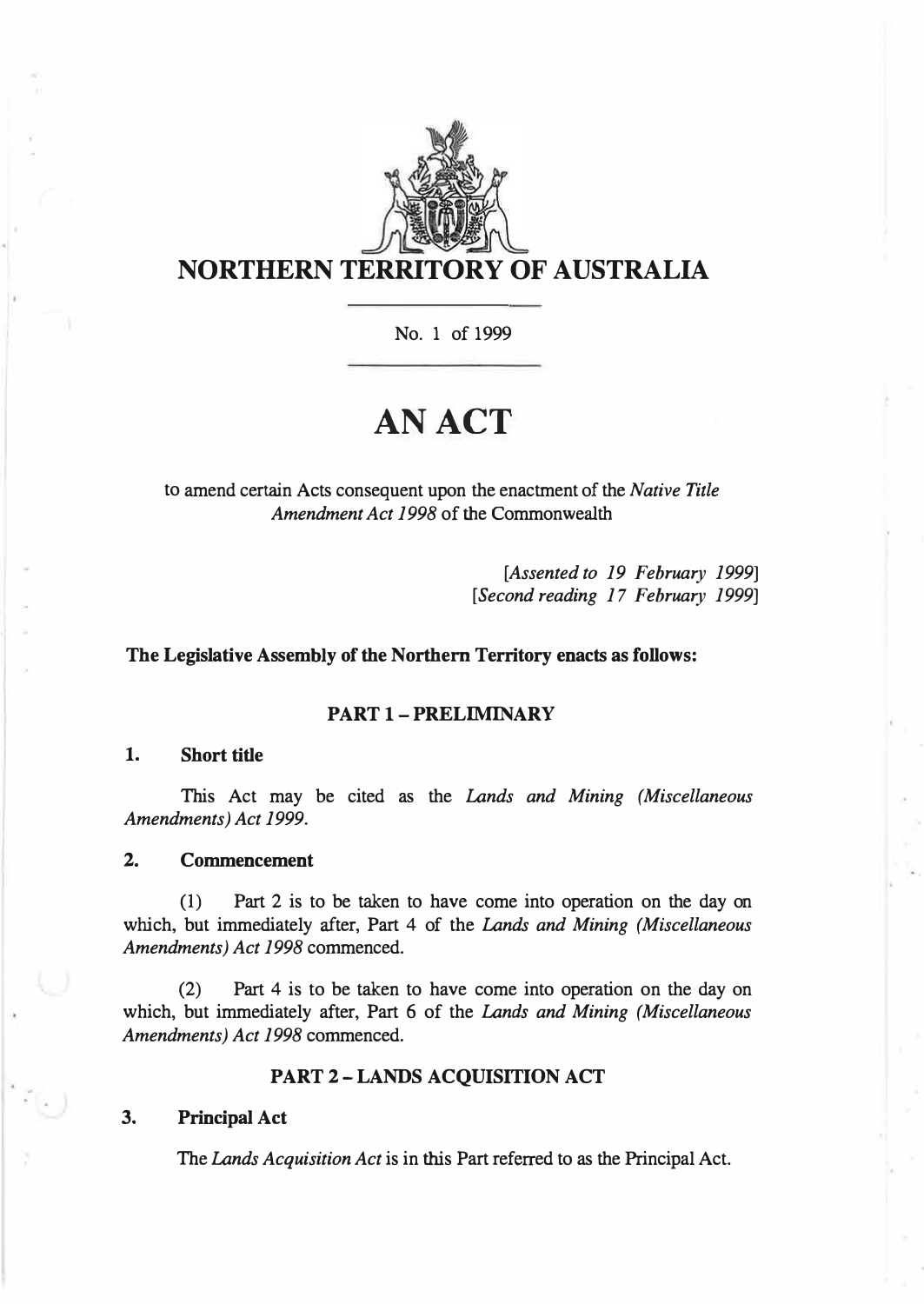# NORTHERN TERRITORY OF AUSTRALIA

No. 1 of 1999

# AN ACT

to amend certain Acts consequent upon the enactment of the *Native Title Amendment Act 1998* of the Commonwealth

[*Assented to 19 February 1999*]
[*Second reading 17 February 1999*]

**The Legislative Assembly of the Northern Territory enacts as follows:**

## PART 1 – PRELIMINARY

### 1. Short title

This Act may be cited as the *Lands and Mining (Miscellaneous Amendments) Act 1999*.

### 2. Commencement

(1) Part 2 is to be taken to have come into operation on the day on which, but immediately after, Part 4 of the *Lands and Mining (Miscellaneous Amendments) Act 1998* commenced.

(2) Part 4 is to be taken to have come into operation on the day on which, but immediately after, Part 6 of the *Lands and Mining (Miscellaneous Amendments) Act 1998* commenced.

## PART 2 – LANDS ACQUISITION ACT

### 3. Principal Act

The *Lands Acquisition Act* is in this Part referred to as the Principal Act.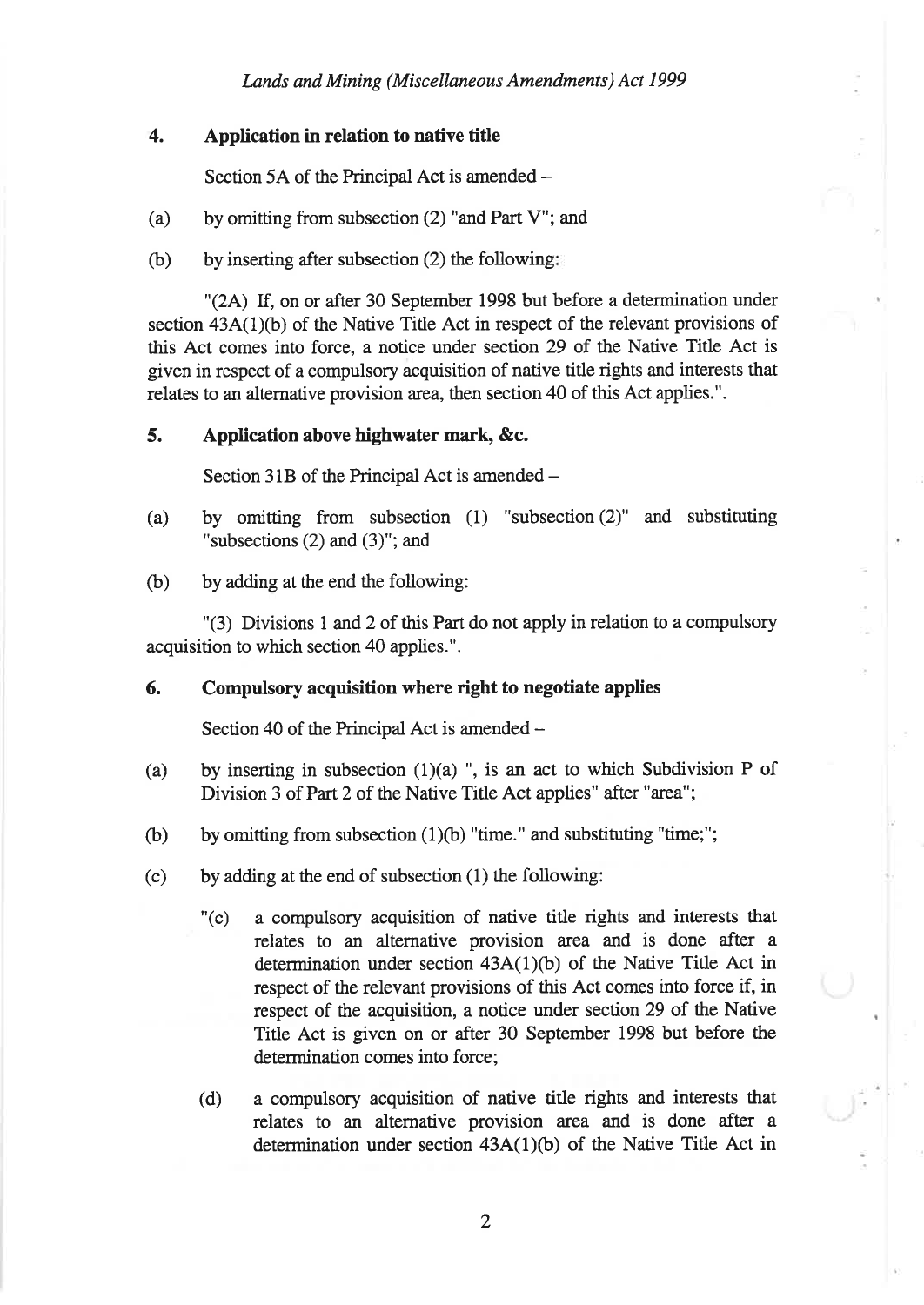## 4. Application in relation to native title

Section 5A of the Principal Act is amended –

(a) by omitting from subsection (2) "and Part V"; and

(b) by inserting after subsection (2) the following:

"(2A) If, on or after 30 September 1998 but before a determination under section 43A(1)(b) of the Native Title Act in respect of the relevant provisions of this Act comes into force, a notice under section 29 of the Native Title Act is given in respect of a compulsory acquisition of native title rights and interests that relates to an alternative provision area, then section 40 of this Act applies.".

## 5. Application above highwater mark, &c.

Section 31B of the Principal Act is amended –

(a) by omitting from subsection (1) "subsection (2)" and substituting "subsections (2) and (3)"; and

(b) by adding at the end the following:

"(3) Divisions 1 and 2 of this Part do not apply in relation to a compulsory acquisition to which section 40 applies.".

## 6. Compulsory acquisition where right to negotiate applies

Section 40 of the Principal Act is amended –

(a) by inserting in subsection (1)(a) ", is an act to which Subdivision P of Division 3 of Part 2 of the Native Title Act applies" after "area";

(b) by omitting from subsection (1)(b) "time." and substituting "time;";

(c) by adding at the end of subsection (1) the following:

"(c) a compulsory acquisition of native title rights and interests that relates to an alternative provision area and is done after a determination under section 43A(1)(b) of the Native Title Act in respect of the relevant provisions of this Act comes into force if, in respect of the acquisition, a notice under section 29 of the Native Title Act is given on or after 30 September 1998 but before the determination comes into force;

(d) a compulsory acquisition of native title rights and interests that relates to an alternative provision area and is done after a determination under section 43A(1)(b) of the Native Title Act in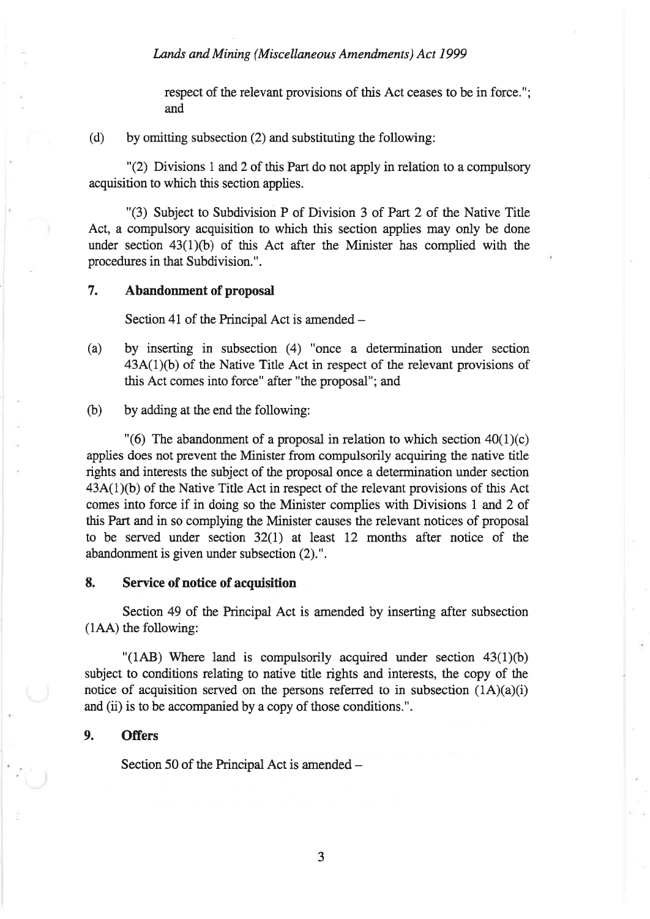respect of the relevant provisions of this Act ceases to be in force."; and

(d) by omitting subsection (2) and substituting the following:

"(2) Divisions 1 and 2 of this Part do not apply in relation to a compulsory acquisition to which this section applies.

"(3) Subject to Subdivision P of Division 3 of Part 2 of the Native Title Act, a compulsory acquisition to which this section applies may only be done under section 43(1)(b) of this Act after the Minister has complied with the procedures in that Subdivision.".

## 7. Abandonment of proposal

Section 41 of the Principal Act is amended –

(a) by inserting in subsection (4) "once a determination under section 43A(1)(b) of the Native Title Act in respect of the relevant provisions of this Act comes into force" after "the proposal"; and

(b) by adding at the end the following:

"(6) The abandonment of a proposal in relation to which section 40(1)(c) applies does not prevent the Minister from compulsorily acquiring the native title rights and interests the subject of the proposal once a determination under section 43A(1)(b) of the Native Title Act in respect of the relevant provisions of this Act comes into force if in doing so the Minister complies with Divisions 1 and 2 of this Part and in so complying the Minister causes the relevant notices of proposal to be served under section 32(1) at least 12 months after notice of the abandonment is given under subsection (2).".

## 8. Service of notice of acquisition

Section 49 of the Principal Act is amended by inserting after subsection (1AA) the following:

"(1AB) Where land is compulsorily acquired under section 43(1)(b) subject to conditions relating to native title rights and interests, the copy of the notice of acquisition served on the persons referred to in subsection (1A)(a)(i) and (ii) is to be accompanied by a copy of those conditions.".

## 9. Offers

Section 50 of the Principal Act is amended –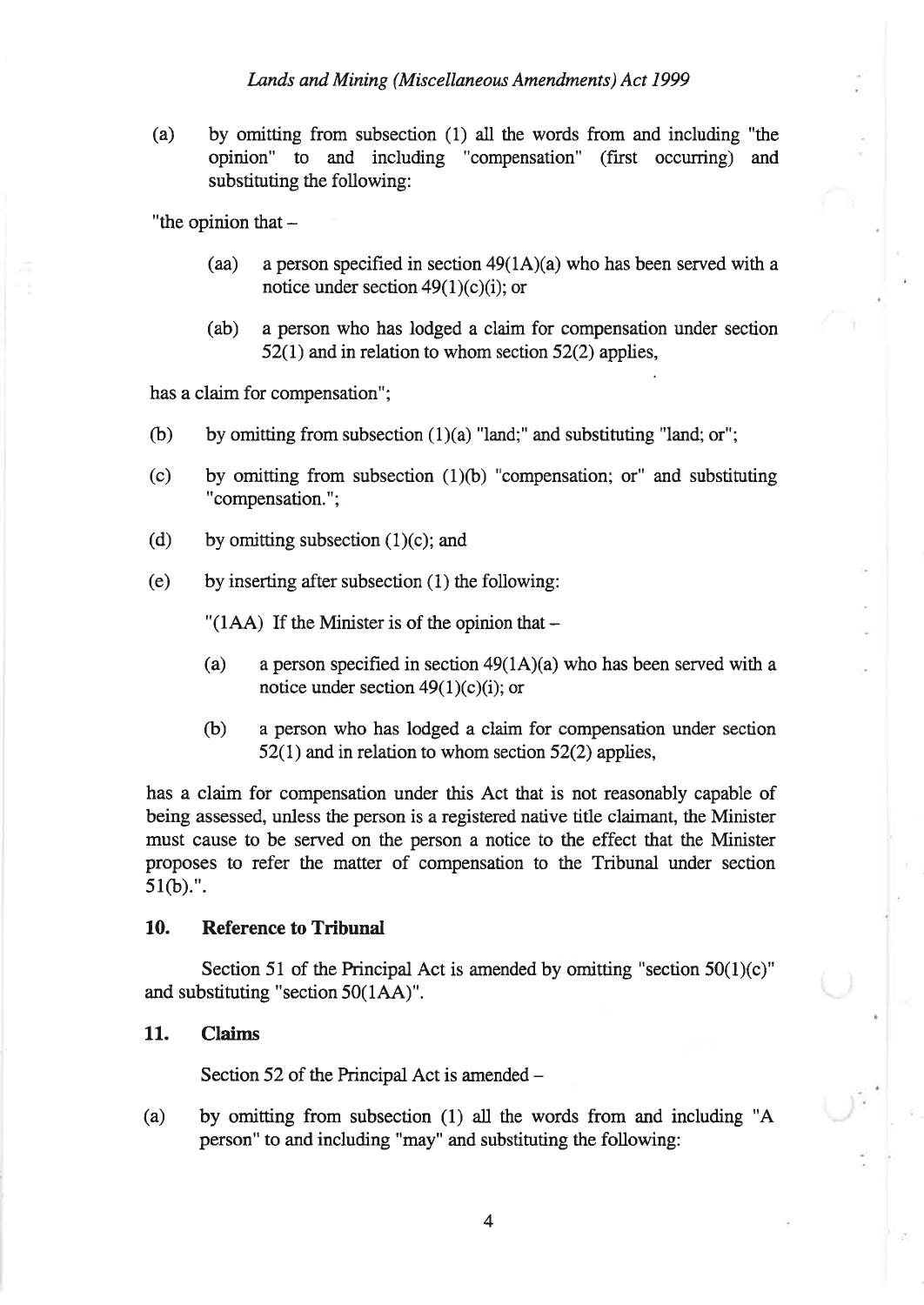(a) by omitting from subsection (1) all the words from and including "the opinion" to and including "compensation" (first occurring) and substituting the following:

"the opinion that –

> (aa) a person specified in section 49(1A)(a) who has been served with a notice under section 49(1)(c)(i); or
>
> (ab) a person who has lodged a claim for compensation under section 52(1) and in relation to whom section 52(2) applies,

has a claim for compensation";

(b) by omitting from subsection (1)(a) "land;" and substituting "land; or";

(c) by omitting from subsection (1)(b) "compensation; or" and substituting "compensation.";

(d) by omitting subsection (1)(c); and

(e) by inserting after subsection (1) the following:

"(1AA) If the Minister is of the opinion that –

> (a) a person specified in section 49(1A)(a) who has been served with a notice under section 49(1)(c)(i); or
>
> (b) a person who has lodged a claim for compensation under section 52(1) and in relation to whom section 52(2) applies,

has a claim for compensation under this Act that is not reasonably capable of being assessed, unless the person is a registered native title claimant, the Minister must cause to be served on the person a notice to the effect that the Minister proposes to refer the matter of compensation to the Tribunal under section 51(b).".

## 10. Reference to Tribunal

Section 51 of the Principal Act is amended by omitting "section 50(1)(c)" and substituting "section 50(1AA)".

## 11. Claims

Section 52 of the Principal Act is amended –

(a) by omitting from subsection (1) all the words from and including "A person" to and including "may" and substituting the following: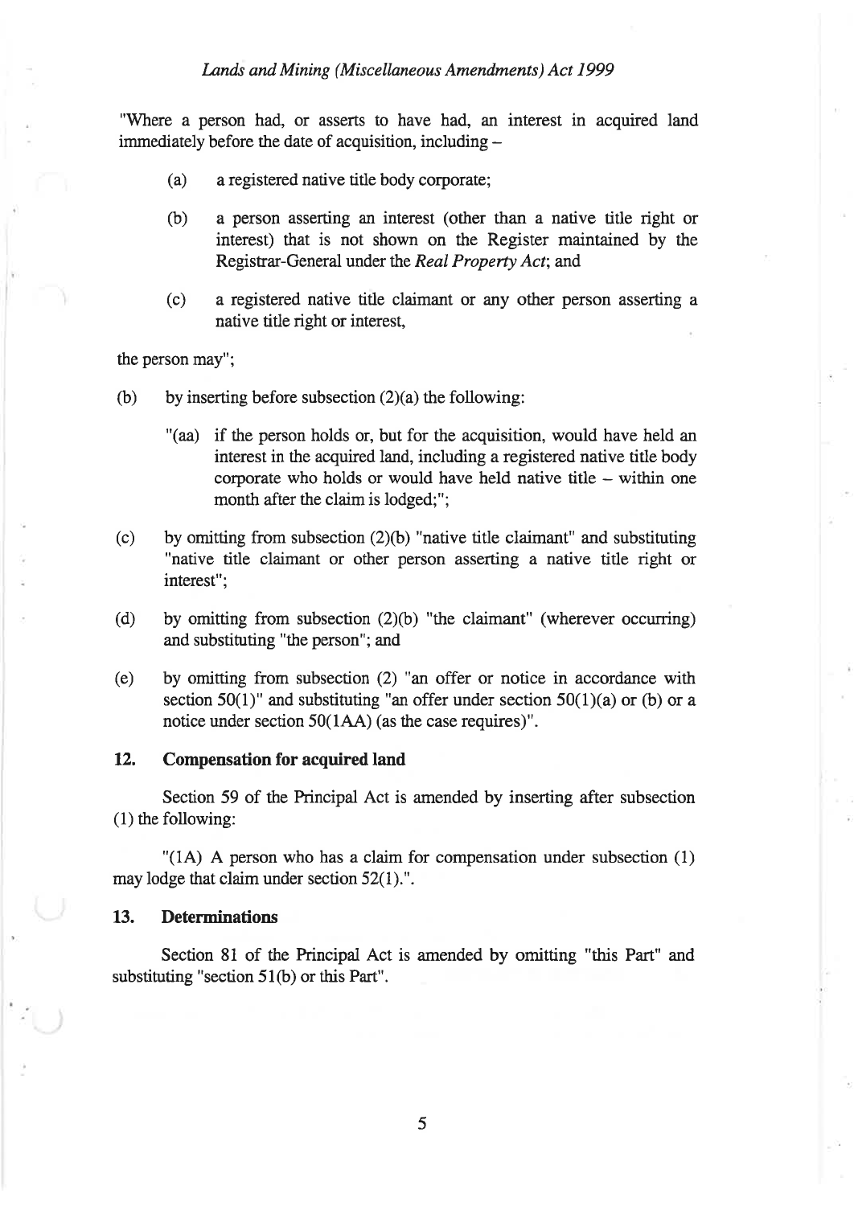"Where a person had, or asserts to have had, an interest in acquired land immediately before the date of acquisition, including –

(a) a registered native title body corporate;

(b) a person asserting an interest (other than a native title right or interest) that is not shown on the Register maintained by the Registrar-General under the *Real Property Act*; and

(c) a registered native title claimant or any other person asserting a native title right or interest,

the person may";

(b) by inserting before subsection (2)(a) the following:

"(aa) if the person holds or, but for the acquisition, would have held an interest in the acquired land, including a registered native title body corporate who holds or would have held native title – within one month after the claim is lodged;";

(c) by omitting from subsection (2)(b) "native title claimant" and substituting "native title claimant or other person asserting a native title right or interest";

(d) by omitting from subsection (2)(b) "the claimant" (wherever occurring) and substituting "the person"; and

(e) by omitting from subsection (2) "an offer or notice in accordance with section 50(1)" and substituting "an offer under section 50(1)(a) or (b) or a notice under section 50(1AA) (as the case requires)".

## 12. Compensation for acquired land

Section 59 of the Principal Act is amended by inserting after subsection (1) the following:

"(1A) A person who has a claim for compensation under subsection (1) may lodge that claim under section 52(1).".

## 13. Determinations

Section 81 of the Principal Act is amended by omitting "this Part" and substituting "section 51(b) or this Part".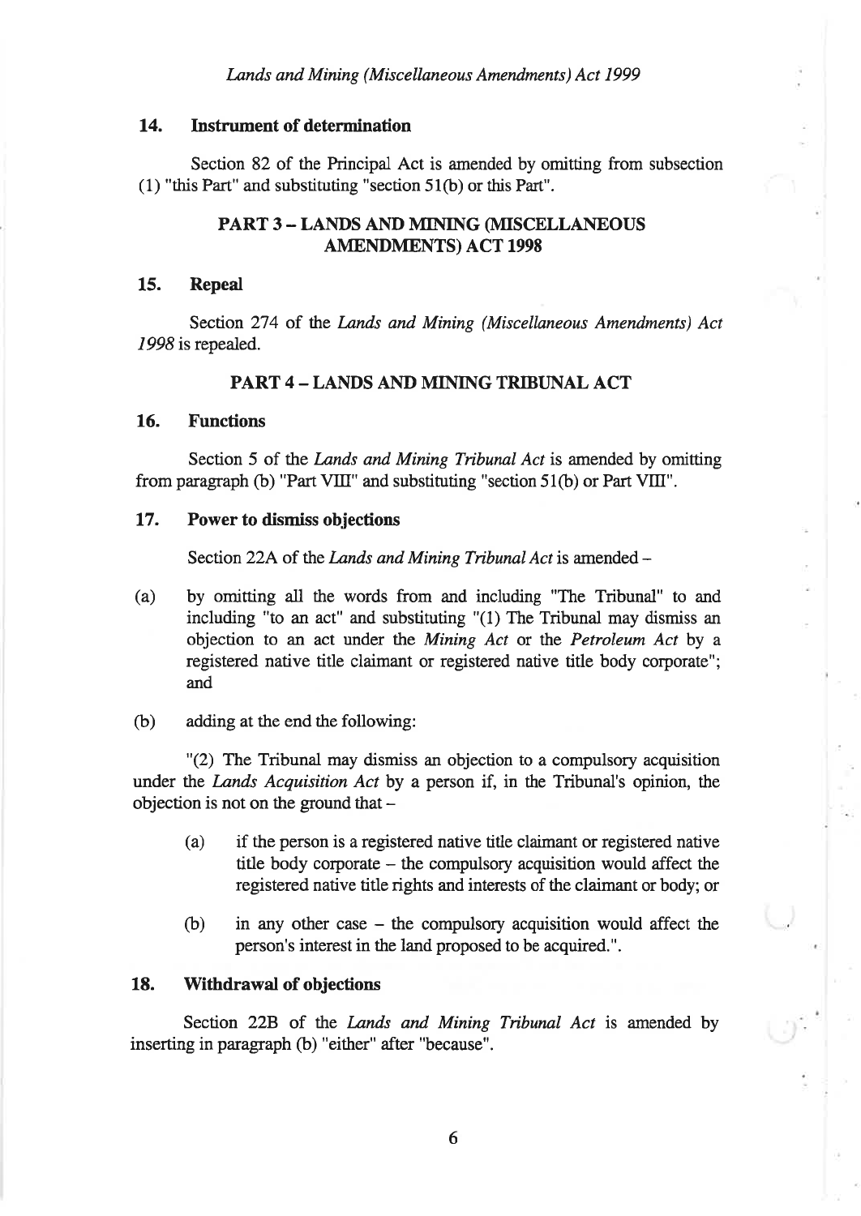### 14. Instrument of determination

Section 82 of the Principal Act is amended by omitting from subsection (1) "this Part" and substituting "section 51(b) or this Part".

## PART 3 – LANDS AND MINING (MISCELLANEOUS AMENDMENTS) ACT 1998

### 15. Repeal

Section 274 of the *Lands and Mining (Miscellaneous Amendments) Act 1998* is repealed.

## PART 4 – LANDS AND MINING TRIBUNAL ACT

### 16. Functions

Section 5 of the *Lands and Mining Tribunal Act* is amended by omitting from paragraph (b) "Part VIII" and substituting "section 51(b) or Part VIII".

### 17. Power to dismiss objections

Section 22A of the *Lands and Mining Tribunal Act* is amended –

(a) by omitting all the words from and including "The Tribunal" to and including "to an act" and substituting "(1) The Tribunal may dismiss an objection to an act under the *Mining Act* or the *Petroleum Act* by a registered native title claimant or registered native title body corporate"; and

(b) adding at the end the following:

"(2) The Tribunal may dismiss an objection to a compulsory acquisition under the *Lands Acquisition Act* by a person if, in the Tribunal's opinion, the objection is not on the ground that –

> (a) if the person is a registered native title claimant or registered native title body corporate – the compulsory acquisition would affect the registered native title rights and interests of the claimant or body; or
>
> (b) in any other case – the compulsory acquisition would affect the person's interest in the land proposed to be acquired.".

### 18. Withdrawal of objections

Section 22B of the *Lands and Mining Tribunal Act* is amended by inserting in paragraph (b) "either" after "because".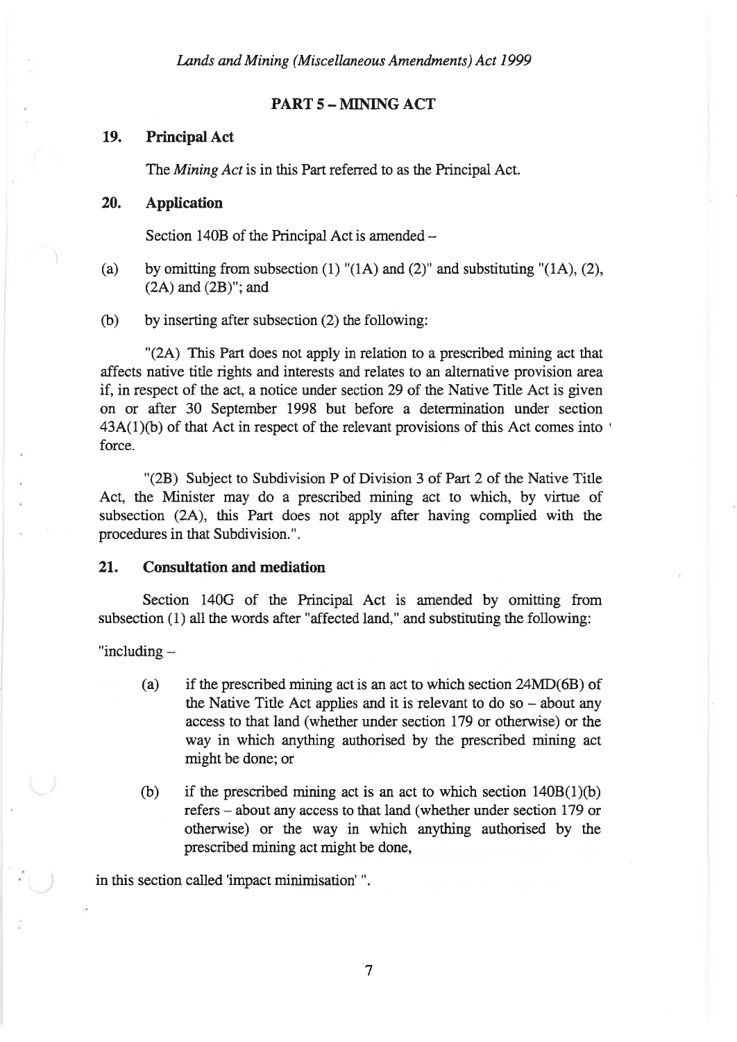## PART 5 – MINING ACT

### 19. Principal Act

The *Mining Act* is in this Part referred to as the Principal Act.

### 20. Application

Section 140B of the Principal Act is amended –

(a) by omitting from subsection (1) "(1A) and (2)" and substituting "(1A), (2), (2A) and (2B)"; and

(b) by inserting after subsection (2) the following:

"(2A) This Part does not apply in relation to a prescribed mining act that affects native title rights and interests and relates to an alternative provision area if, in respect of the act, a notice under section 29 of the Native Title Act is given on or after 30 September 1998 but before a determination under section 43A(1)(b) of that Act in respect of the relevant provisions of this Act comes into force.

"(2B) Subject to Subdivision P of Division 3 of Part 2 of the Native Title Act, the Minister may do a prescribed mining act to which, by virtue of subsection (2A), this Part does not apply after having complied with the procedures in that Subdivision.".

### 21. Consultation and mediation

Section 140G of the Principal Act is amended by omitting from subsection (1) all the words after "affected land," and substituting the following:

"including –

(a) if the prescribed mining act is an act to which section 24MD(6B) of the Native Title Act applies and it is relevant to do so – about any access to that land (whether under section 179 or otherwise) or the way in which anything authorised by the prescribed mining act might be done; or

(b) if the prescribed mining act is an act to which section 140B(1)(b) refers – about any access to that land (whether under section 179 or otherwise) or the way in which anything authorised by the prescribed mining act might be done,

in this section called 'impact minimisation' ".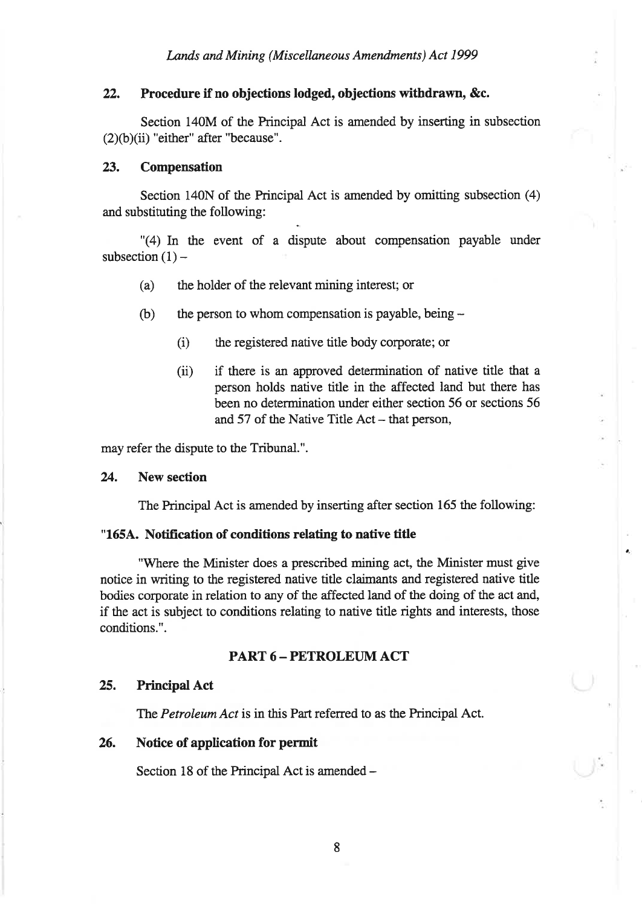### 22. Procedure if no objections lodged, objections withdrawn, &c.

Section 140M of the Principal Act is amended by inserting in subsection (2)(b)(ii) "either" after "because".

### 23. Compensation

Section 140N of the Principal Act is amended by omitting subsection (4) and substituting the following:

"(4) In the event of a dispute about compensation payable under subsection (1) –

- (a) the holder of the relevant mining interest; or
- (b) the person to whom compensation is payable, being –
  - (i) the registered native title body corporate; or
  - (ii) if there is an approved determination of native title that a person holds native title in the affected land but there has been no determination under either section 56 or sections 56 and 57 of the Native Title Act – that person,

may refer the dispute to the Tribunal.".

### 24. New section

The Principal Act is amended by inserting after section 165 the following:

**"165A. Notification of conditions relating to native title**

"Where the Minister does a prescribed mining act, the Minister must give notice in writing to the registered native title claimants and registered native title bodies corporate in relation to any of the affected land of the doing of the act and, if the act is subject to conditions relating to native title rights and interests, those conditions.".

## PART 6 – PETROLEUM ACT

### 25. Principal Act

The *Petroleum Act* is in this Part referred to as the Principal Act.

### 26. Notice of application for permit

Section 18 of the Principal Act is amended –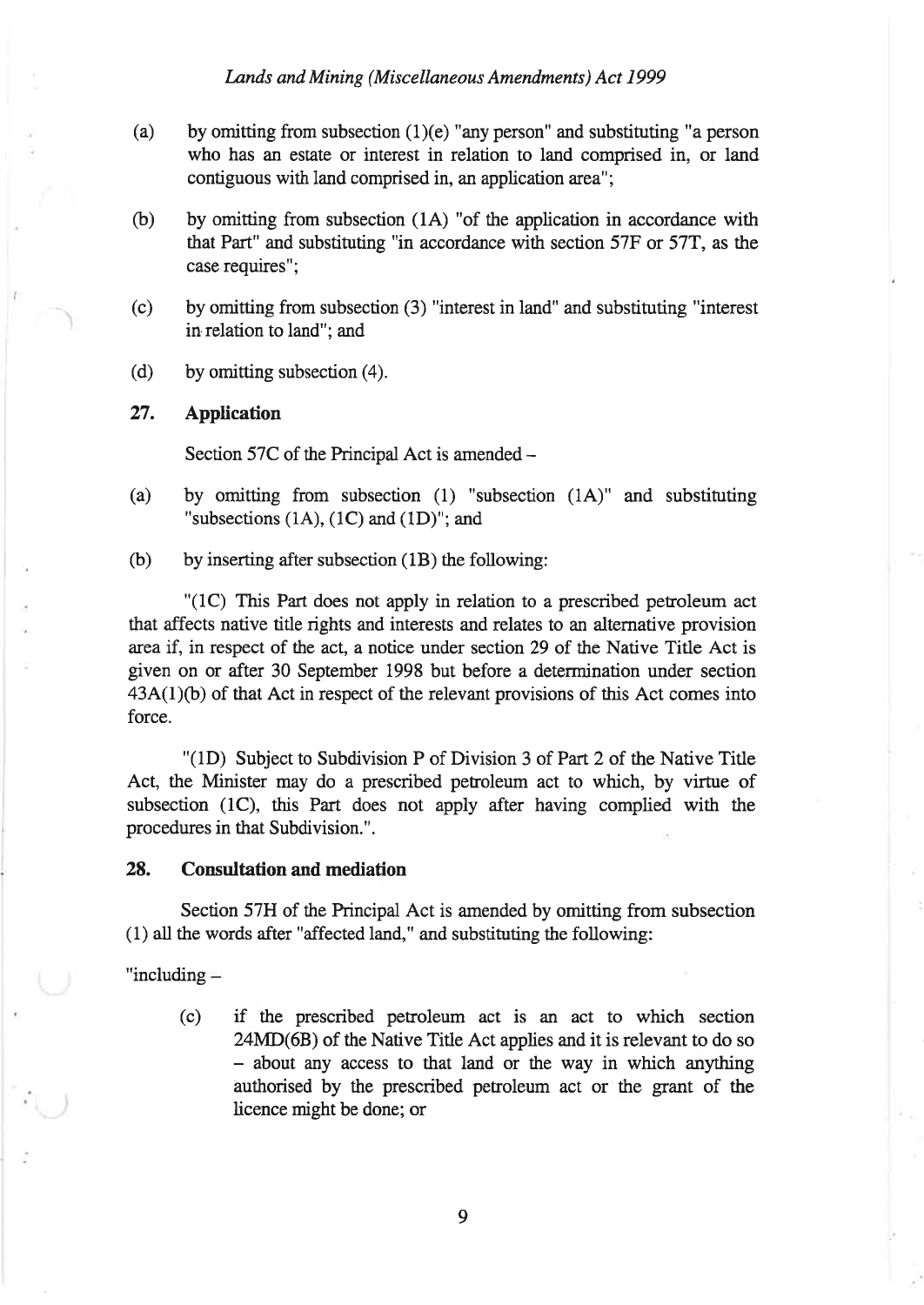(a) by omitting from subsection (1)(e) "any person" and substituting "a person who has an estate or interest in relation to land comprised in, or land contiguous with land comprised in, an application area";

(b) by omitting from subsection (1A) "of the application in accordance with that Part" and substituting "in accordance with section 57F or 57T, as the case requires";

(c) by omitting from subsection (3) "interest in land" and substituting "interest in relation to land"; and

(d) by omitting subsection (4).

### 27. Application

Section 57C of the Principal Act is amended –

(a) by omitting from subsection (1) "subsection (1A)" and substituting "subsections (1A), (1C) and (1D)"; and

(b) by inserting after subsection (1B) the following:

"(1C) This Part does not apply in relation to a prescribed petroleum act that affects native title rights and interests and relates to an alternative provision area if, in respect of the act, a notice under section 29 of the Native Title Act is given on or after 30 September 1998 but before a determination under section 43A(1)(b) of that Act in respect of the relevant provisions of this Act comes into force.

"(1D) Subject to Subdivision P of Division 3 of Part 2 of the Native Title Act, the Minister may do a prescribed petroleum act to which, by virtue of subsection (1C), this Part does not apply after having complied with the procedures in that Subdivision.".

### 28. Consultation and mediation

Section 57H of the Principal Act is amended by omitting from subsection (1) all the words after "affected land," and substituting the following:

"including –

(c) if the prescribed petroleum act is an act to which section 24MD(6B) of the Native Title Act applies and it is relevant to do so – about any access to that land or the way in which anything authorised by the prescribed petroleum act or the grant of the licence might be done; or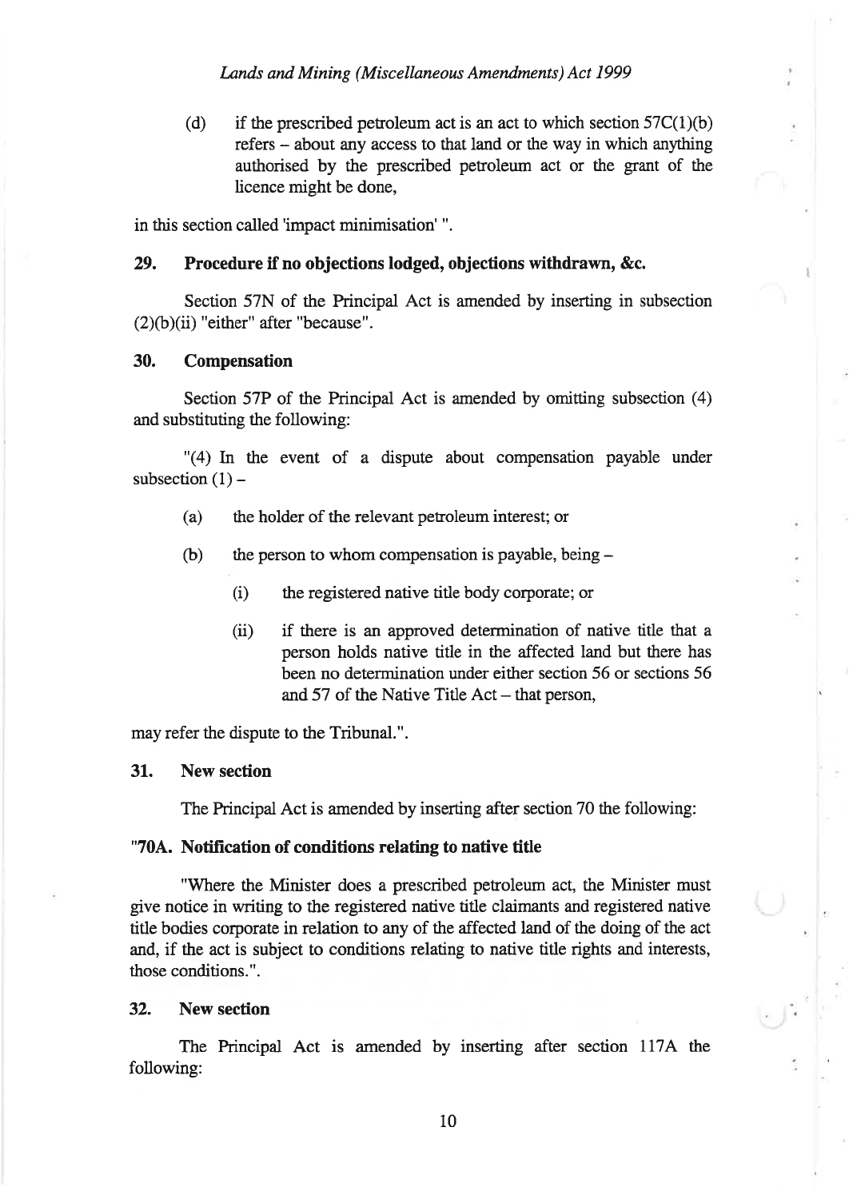(d) if the prescribed petroleum act is an act to which section 57C(1)(b) refers – about any access to that land or the way in which anything authorised by the prescribed petroleum act or the grant of the licence might be done,

in this section called 'impact minimisation' ".

### 29. Procedure if no objections lodged, objections withdrawn, &c.

Section 57N of the Principal Act is amended by inserting in subsection (2)(b)(ii) "either" after "because".

### 30. Compensation

Section 57P of the Principal Act is amended by omitting subsection (4) and substituting the following:

"(4) In the event of a dispute about compensation payable under subsection (1) –

- (a) the holder of the relevant petroleum interest; or
- (b) the person to whom compensation is payable, being –
  - (i) the registered native title body corporate; or
  - (ii) if there is an approved determination of native title that a person holds native title in the affected land but there has been no determination under either section 56 or sections 56 and 57 of the Native Title Act – that person,

may refer the dispute to the Tribunal.".

### 31. New section

The Principal Act is amended by inserting after section 70 the following:

### "70A. Notification of conditions relating to native title

"Where the Minister does a prescribed petroleum act, the Minister must give notice in writing to the registered native title claimants and registered native title bodies corporate in relation to any of the affected land of the doing of the act and, if the act is subject to conditions relating to native title rights and interests, those conditions.".

### 32. New section

The Principal Act is amended by inserting after section 117A the following: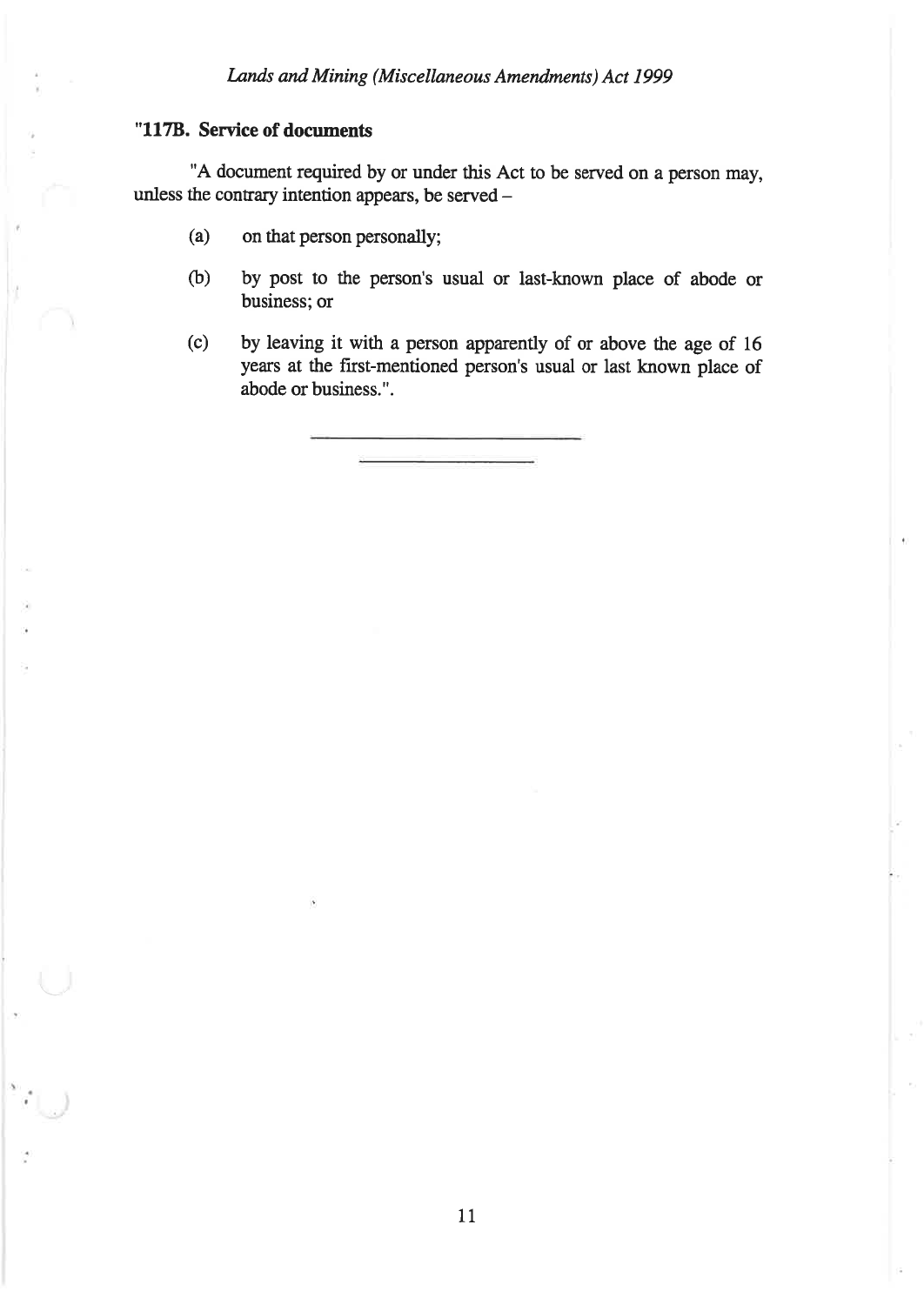"**117B. Service of documents**

"A document required by or under this Act to be served on a person may, unless the contrary intention appears, be served –

(a) on that person personally;

(b) by post to the person's usual or last-known place of abode or business; or

(c) by leaving it with a person apparently of or above the age of 16 years at the first-mentioned person's usual or last known place of abode or business.".